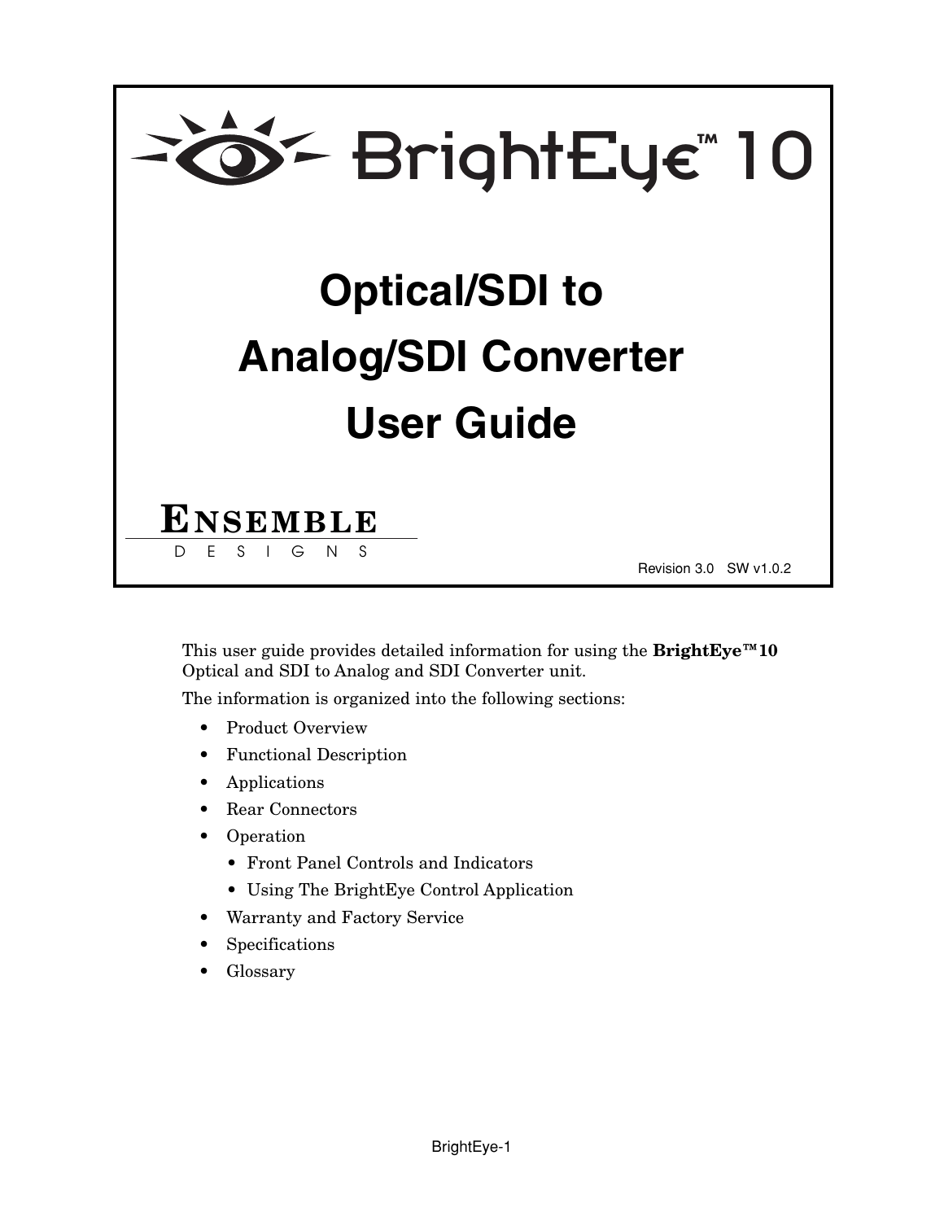# BrightEye™ 10

## Optical/SDI to Analog/SDI Converter User Guide

**ENSEMBLE**
DESIGNS

Revision 3.0 SW v1.0.2

This user guide provides detailed information for using the **BrightEye™10** Optical and SDI to Analog and SDI Converter unit.

The information is organized into the following sections:

- Product Overview
- Functional Description
- Applications
- Rear Connectors
- Operation
  - Front Panel Controls and Indicators
  - Using The BrightEye Control Application
- Warranty and Factory Service
- Specifications
- Glossary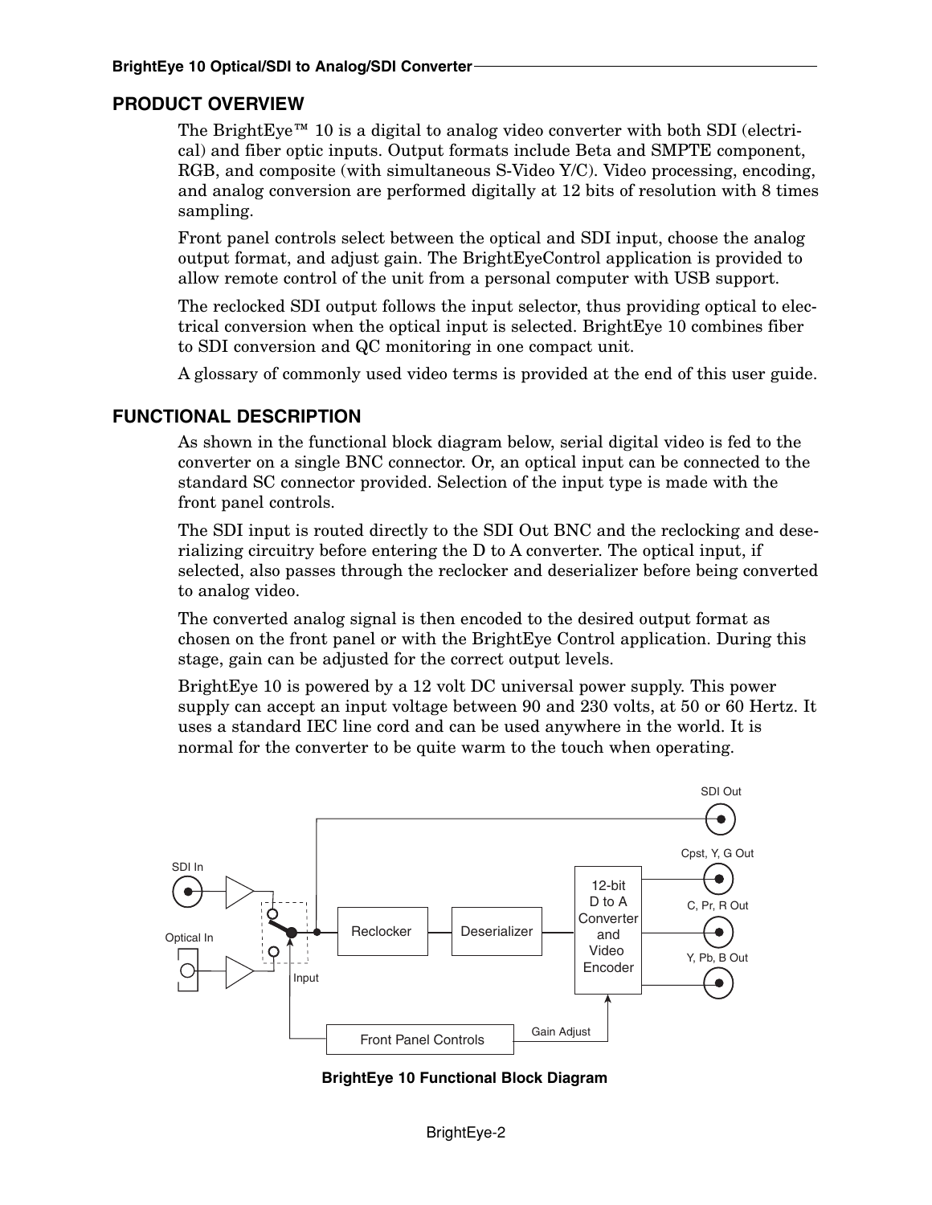## PRODUCT OVERVIEW

The BrightEye™ 10 is a digital to analog video converter with both SDI (electrical) and fiber optic inputs. Output formats include Beta and SMPTE component, RGB, and composite (with simultaneous S-Video Y/C). Video processing, encoding, and analog conversion are performed digitally at 12 bits of resolution with 8 times sampling.

Front panel controls select between the optical and SDI input, choose the analog output format, and adjust gain. The BrightEyeControl application is provided to allow remote control of the unit from a personal computer with USB support.

The reclocked SDI output follows the input selector, thus providing optical to electrical conversion when the optical input is selected. BrightEye 10 combines fiber to SDI conversion and QC monitoring in one compact unit.

A glossary of commonly used video terms is provided at the end of this user guide.

## FUNCTIONAL DESCRIPTION

As shown in the functional block diagram below, serial digital video is fed to the converter on a single BNC connector. Or, an optical input can be connected to the standard SC connector provided. Selection of the input type is made with the front panel controls.

The SDI input is routed directly to the SDI Out BNC and the reclocking and deserializing circuitry before entering the D to A converter. The optical input, if selected, also passes through the reclocker and deserializer before being converted to analog video.

The converted analog signal is then encoded to the desired output format as chosen on the front panel or with the BrightEye Control application. During this stage, gain can be adjusted for the correct output levels.

BrightEye 10 is powered by a 12 volt DC universal power supply. This power supply can accept an input voltage between 90 and 230 volts, at 50 or 60 Hertz. It uses a standard IEC line cord and can be used anywhere in the world. It is normal for the converter to be quite warm to the touch when operating.

SDI Out

SDI In

Optical In

Input

Reclocker

Deserializer

12-bit D to A Converter and Video Encoder

Cpst, Y, G Out

C, Pr, R Out

Y, Pb, B Out

Front Panel Controls

Gain Adjust

**BrightEye 10 Functional Block Diagram**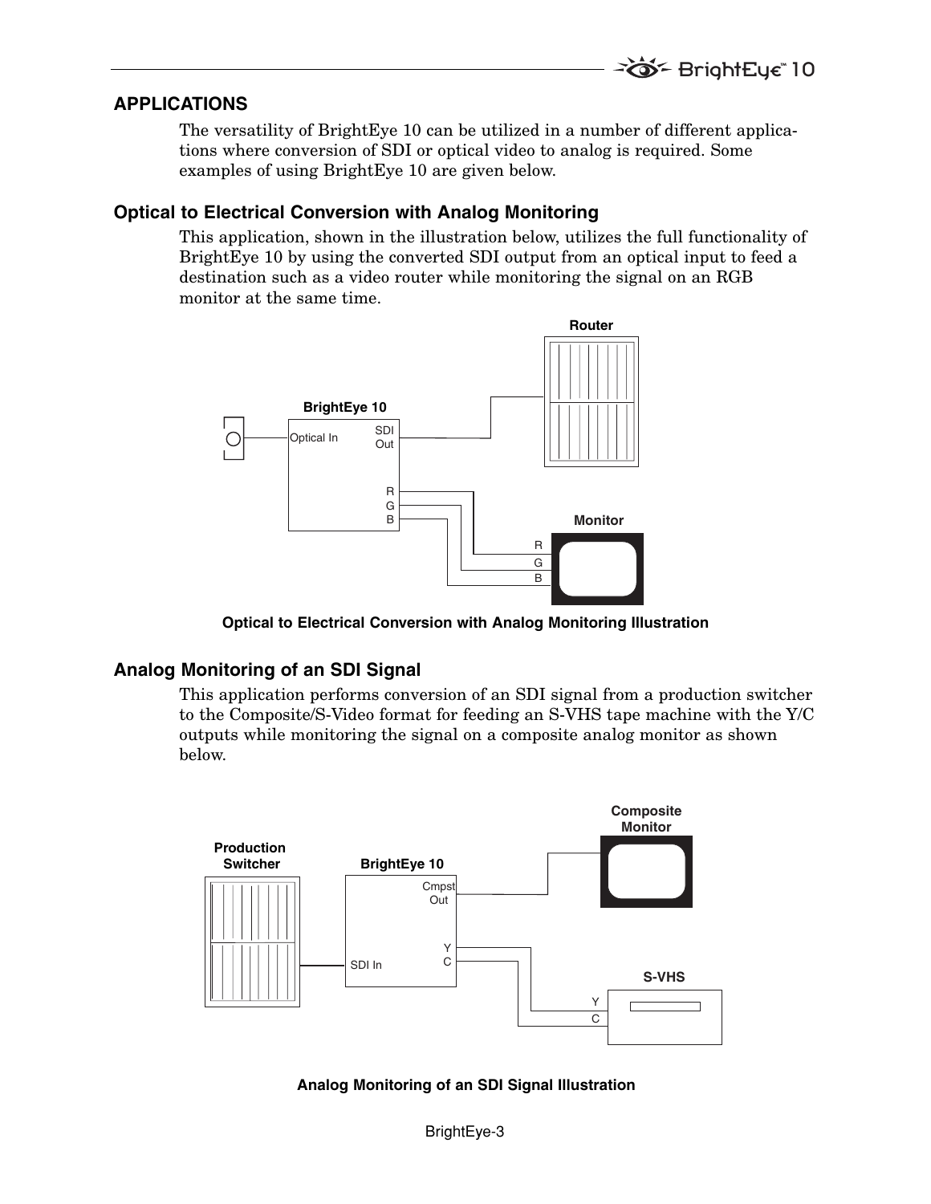## APPLICATIONS

The versatility of BrightEye 10 can be utilized in a number of different applications where conversion of SDI or optical video to analog is required. Some examples of using BrightEye 10 are given below.

### Optical to Electrical Conversion with Analog Monitoring

This application, shown in the illustration below, utilizes the full functionality of BrightEye 10 by using the converted SDI output from an optical input to feed a destination such as a video router while monitoring the signal on an RGB monitor at the same time.

**Optical to Electrical Conversion with Analog Monitoring Illustration**

### Analog Monitoring of an SDI Signal

This application performs conversion of an SDI signal from a production switcher to the Composite/S-Video format for feeding an S-VHS tape machine with the Y/C outputs while monitoring the signal on a composite analog monitor as shown below.

**Analog Monitoring of an SDI Signal Illustration**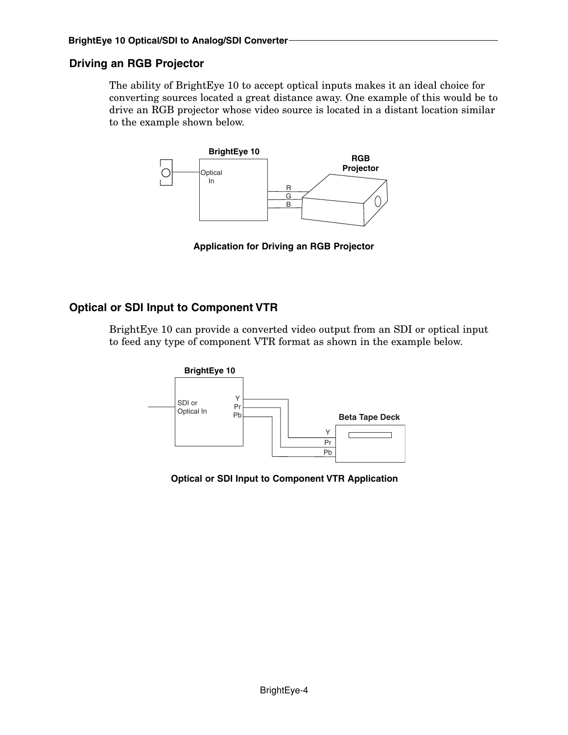## Driving an RGB Projector

The ability of BrightEye 10 to accept optical inputs makes it an ideal choice for converting sources located a great distance away. One example of this would be to drive an RGB projector whose video source is located in a distant location similar to the example shown below.

**Application for Driving an RGB Projector**

## Optical or SDI Input to Component VTR

BrightEye 10 can provide a converted video output from an SDI or optical input to feed any type of component VTR format as shown in the example below.

**Optical or SDI Input to Component VTR Application**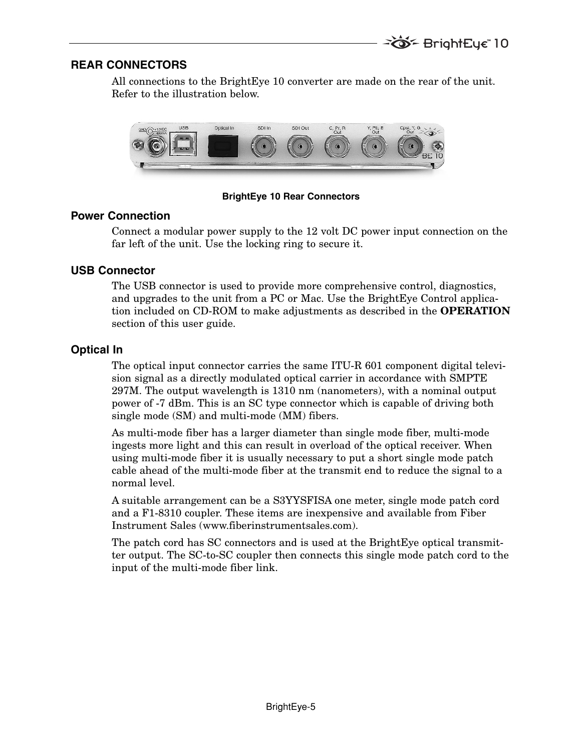## REAR CONNECTORS

All connections to the BrightEye 10 converter are made on the rear of the unit. Refer to the illustration below.

**BrightEye 10 Rear Connectors**

### Power Connection

Connect a modular power supply to the 12 volt DC power input connection on the far left of the unit. Use the locking ring to secure it.

### USB Connector

The USB connector is used to provide more comprehensive control, diagnostics, and upgrades to the unit from a PC or Mac. Use the BrightEye Control application included on CD-ROM to make adjustments as described in the **OPERATION** section of this user guide.

### Optical In

The optical input connector carries the same ITU-R 601 component digital television signal as a directly modulated optical carrier in accordance with SMPTE 297M. The output wavelength is 1310 nm (nanometers), with a nominal output power of -7 dBm. This is an SC type connector which is capable of driving both single mode (SM) and multi-mode (MM) fibers.

As multi-mode fiber has a larger diameter than single mode fiber, multi-mode ingests more light and this can result in overload of the optical receiver. When using multi-mode fiber it is usually necessary to put a short single mode patch cable ahead of the multi-mode fiber at the transmit end to reduce the signal to a normal level.

A suitable arrangement can be a S3YYSFISA one meter, single mode patch cord and a F1-8310 coupler. These items are inexpensive and available from Fiber Instrument Sales (www.fiberinstrumentsales.com).

The patch cord has SC connectors and is used at the BrightEye optical transmitter output. The SC-to-SC coupler then connects this single mode patch cord to the input of the multi-mode fiber link.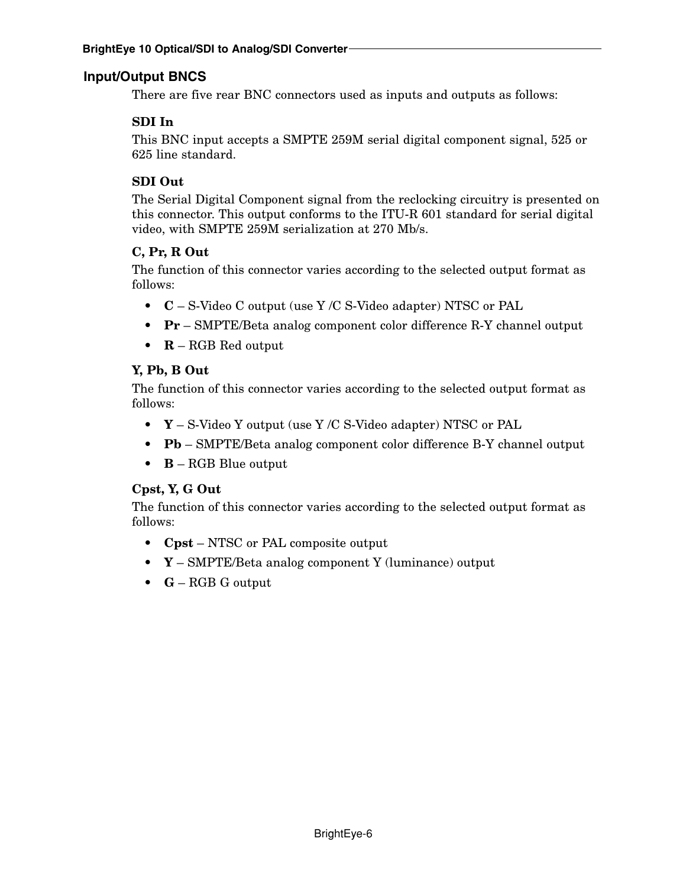## Input/Output BNCS

There are five rear BNC connectors used as inputs and outputs as follows:

### SDI In

This BNC input accepts a SMPTE 259M serial digital component signal, 525 or 625 line standard.

### SDI Out

The Serial Digital Component signal from the reclocking circuitry is presented on this connector. This output conforms to the ITU-R 601 standard for serial digital video, with SMPTE 259M serialization at 270 Mb/s.

### C, Pr, R Out

The function of this connector varies according to the selected output format as follows:

- **C** – S-Video C output (use Y /C S-Video adapter) NTSC or PAL
- **Pr** – SMPTE/Beta analog component color difference R-Y channel output
- **R** – RGB Red output

### Y, Pb, B Out

The function of this connector varies according to the selected output format as follows:

- **Y** – S-Video Y output (use Y /C S-Video adapter) NTSC or PAL
- **Pb** – SMPTE/Beta analog component color difference B-Y channel output
- **B** – RGB Blue output

### Cpst, Y, G Out

The function of this connector varies according to the selected output format as follows:

- **Cpst** – NTSC or PAL composite output
- **Y** – SMPTE/Beta analog component Y (luminance) output
- **G** – RGB G output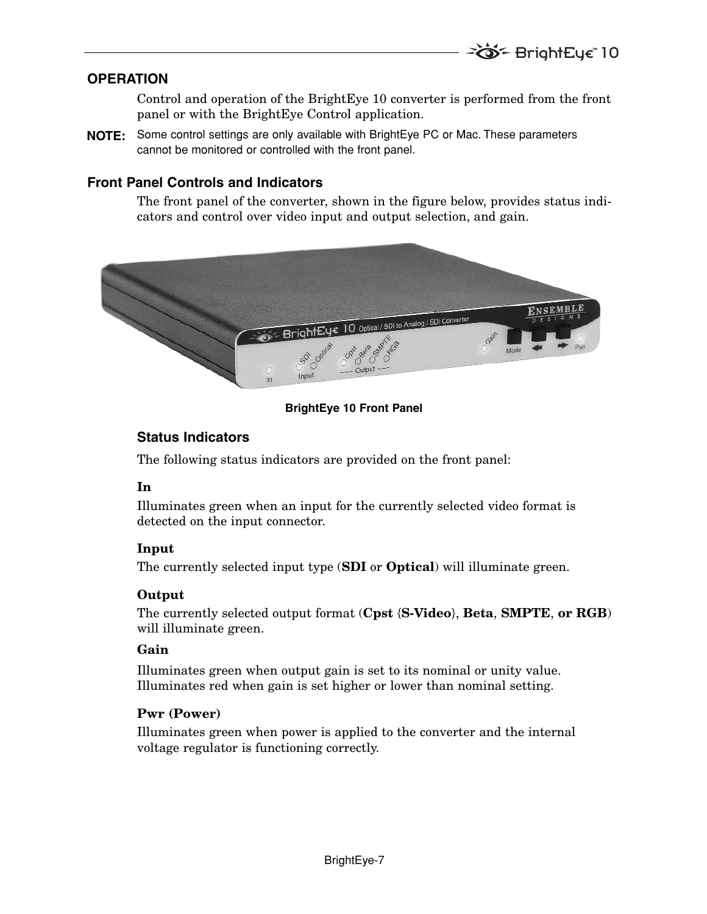## OPERATION

Control and operation of the BrightEye 10 converter is performed from the front panel or with the BrightEye Control application.

**NOTE:** Some control settings are only available with BrightEye PC or Mac. These parameters cannot be monitored or controlled with the front panel.

### Front Panel Controls and Indicators

The front panel of the converter, shown in the figure below, provides status indicators and control over video input and output selection, and gain.

**BrightEye 10 Front Panel**

#### Status Indicators

The following status indicators are provided on the front panel:

**In**

Illuminates green when an input for the currently selected video format is detected on the input connector.

**Input**

The currently selected input type (**SDI** or **Optical**) will illuminate green.

**Output**

The currently selected output format (**Cpst** {**S-Video**}, **Beta**, **SMPTE**, **or RGB**) will illuminate green.

**Gain**

Illuminates green when output gain is set to its nominal or unity value. Illuminates red when gain is set higher or lower than nominal setting.

**Pwr (Power)**

Illuminates green when power is applied to the converter and the internal voltage regulator is functioning correctly.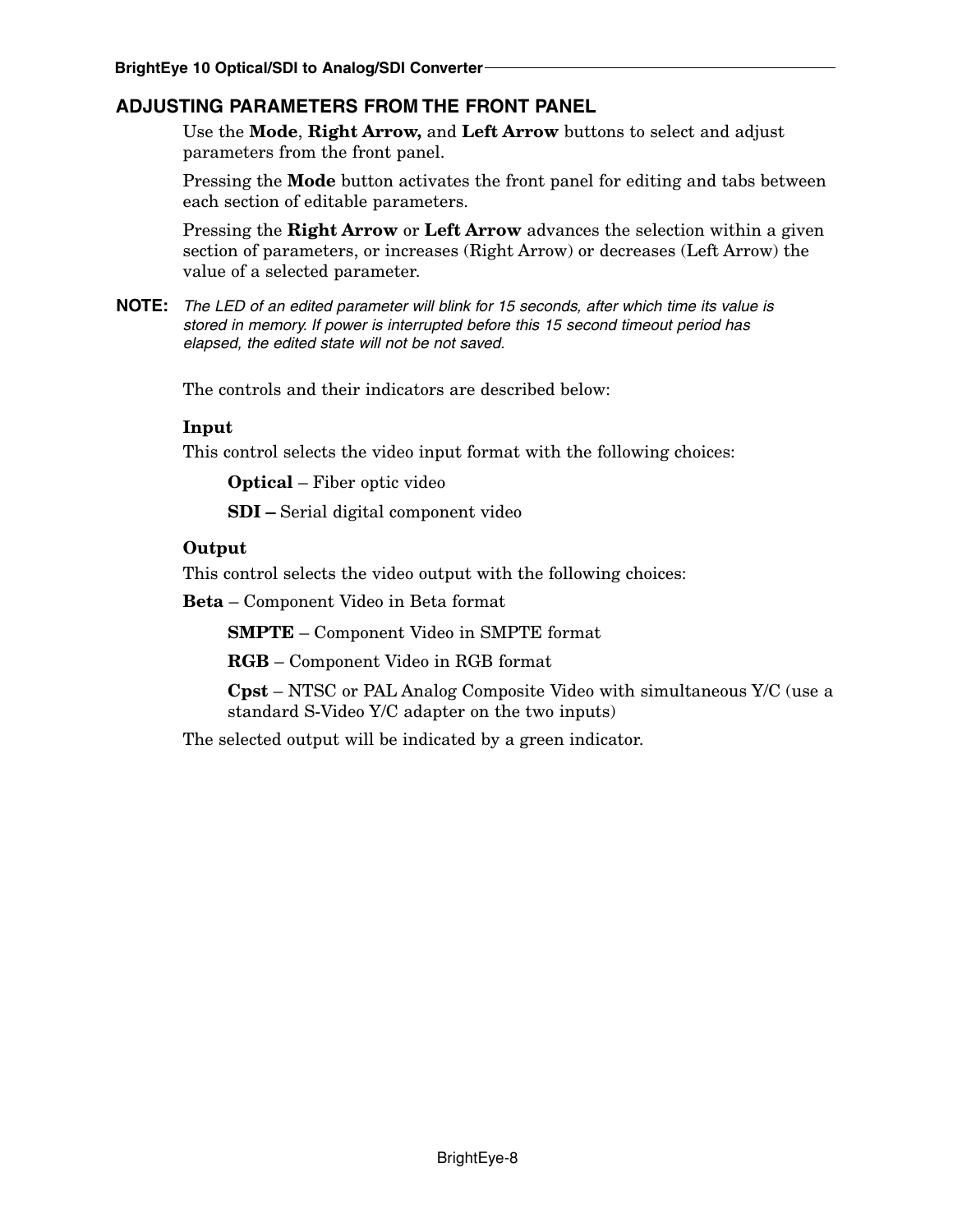## ADJUSTING PARAMETERS FROM THE FRONT PANEL

Use the **Mode**, **Right Arrow,** and **Left Arrow** buttons to select and adjust parameters from the front panel.

Pressing the **Mode** button activates the front panel for editing and tabs between each section of editable parameters.

Pressing the **Right Arrow** or **Left Arrow** advances the selection within a given section of parameters, or increases (Right Arrow) or decreases (Left Arrow) the value of a selected parameter.

**NOTE:** *The LED of an edited parameter will blink for 15 seconds, after which time its value is stored in memory. If power is interrupted before this 15 second timeout period has elapsed, the edited state will not be not saved.*

The controls and their indicators are described below:

**Input**

This control selects the video input format with the following choices:

**Optical** – Fiber optic video

**SDI –** Serial digital component video

**Output**

This control selects the video output with the following choices:

**Beta** – Component Video in Beta format

**SMPTE** – Component Video in SMPTE format

**RGB** – Component Video in RGB format

**Cpst** – NTSC or PAL Analog Composite Video with simultaneous Y/C (use a standard S-Video Y/C adapter on the two inputs)

The selected output will be indicated by a green indicator.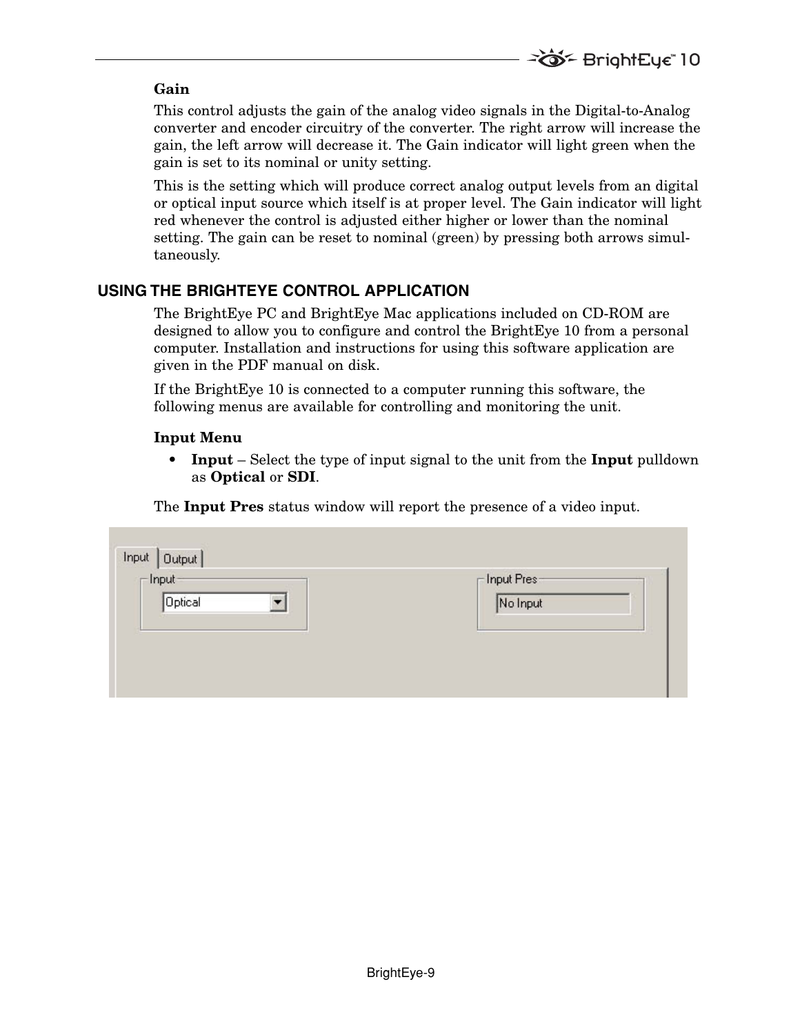**Gain**

This control adjusts the gain of the analog video signals in the Digital-to-Analog converter and encoder circuitry of the converter. The right arrow will increase the gain, the left arrow will decrease it. The Gain indicator will light green when the gain is set to its nominal or unity setting.

This is the setting which will produce correct analog output levels from an digital or optical input source which itself is at proper level. The Gain indicator will light red whenever the control is adjusted either higher or lower than the nominal setting. The gain can be reset to nominal (green) by pressing both arrows simultaneously.

## USING THE BRIGHTEYE CONTROL APPLICATION

The BrightEye PC and BrightEye Mac applications included on CD-ROM are designed to allow you to configure and control the BrightEye 10 from a personal computer. Installation and instructions for using this software application are given in the PDF manual on disk.

If the BrightEye 10 is connected to a computer running this software, the following menus are available for controlling and monitoring the unit.

**Input Menu**

- **Input** – Select the type of input signal to the unit from the **Input** pulldown as **Optical** or **SDI**.

The **Input Pres** status window will report the presence of a video input.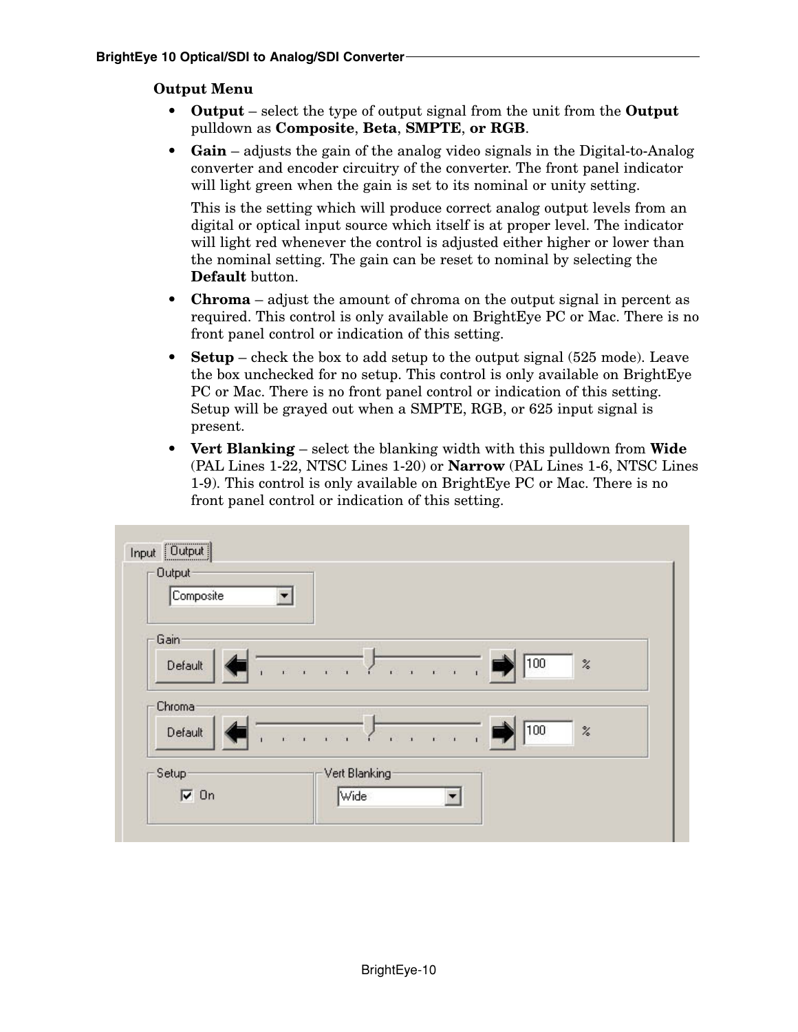### Output Menu

- **Output** – select the type of output signal from the unit from the **Output** pulldown as **Composite**, **Beta**, **SMPTE**, **or RGB**.
- **Gain** – adjusts the gain of the analog video signals in the Digital-to-Analog converter and encoder circuitry of the converter. The front panel indicator will light green when the gain is set to its nominal or unity setting.

  This is the setting which will produce correct analog output levels from an digital or optical input source which itself is at proper level. The indicator will light red whenever the control is adjusted either higher or lower than the nominal setting. The gain can be reset to nominal by selecting the **Default** button.
- **Chroma** – adjust the amount of chroma on the output signal in percent as required. This control is only available on BrightEye PC or Mac. There is no front panel control or indication of this setting.
- **Setup** – check the box to add setup to the output signal (525 mode). Leave the box unchecked for no setup. This control is only available on BrightEye PC or Mac. There is no front panel control or indication of this setting. Setup will be grayed out when a SMPTE, RGB, or 625 input signal is present.
- **Vert Blanking** – select the blanking width with this pulldown from **Wide** (PAL Lines 1-22, NTSC Lines 1-20) or **Narrow** (PAL Lines 1-6, NTSC Lines 1-9). This control is only available on BrightEye PC or Mac. There is no front panel control or indication of this setting.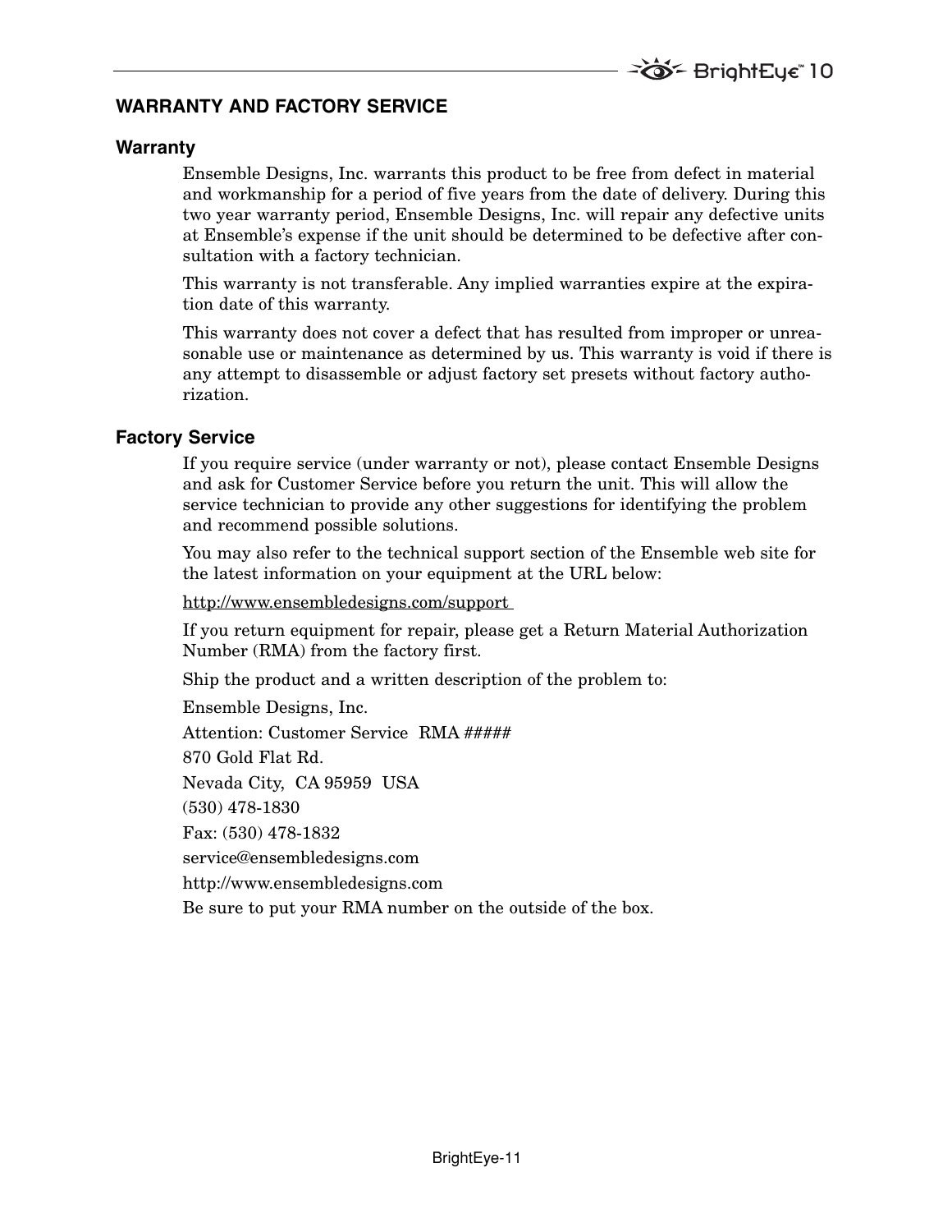## WARRANTY AND FACTORY SERVICE

### Warranty

Ensemble Designs, Inc. warrants this product to be free from defect in material and workmanship for a period of five years from the date of delivery. During this two year warranty period, Ensemble Designs, Inc. will repair any defective units at Ensemble's expense if the unit should be determined to be defective after consultation with a factory technician.

This warranty is not transferable. Any implied warranties expire at the expiration date of this warranty.

This warranty does not cover a defect that has resulted from improper or unreasonable use or maintenance as determined by us. This warranty is void if there is any attempt to disassemble or adjust factory set presets without factory authorization.

### Factory Service

If you require service (under warranty or not), please contact Ensemble Designs and ask for Customer Service before you return the unit. This will allow the service technician to provide any other suggestions for identifying the problem and recommend possible solutions.

You may also refer to the technical support section of the Ensemble web site for the latest information on your equipment at the URL below:

http://www.ensembledesigns.com/support

If you return equipment for repair, please get a Return Material Authorization Number (RMA) from the factory first.

Ship the product and a written description of the problem to:

Ensemble Designs, Inc.

Attention: Customer Service RMA #####

870 Gold Flat Rd.

Nevada City, CA 95959 USA

(530) 478-1830

Fax: (530) 478-1832

service@ensembledesigns.com

http://www.ensembledesigns.com

Be sure to put your RMA number on the outside of the box.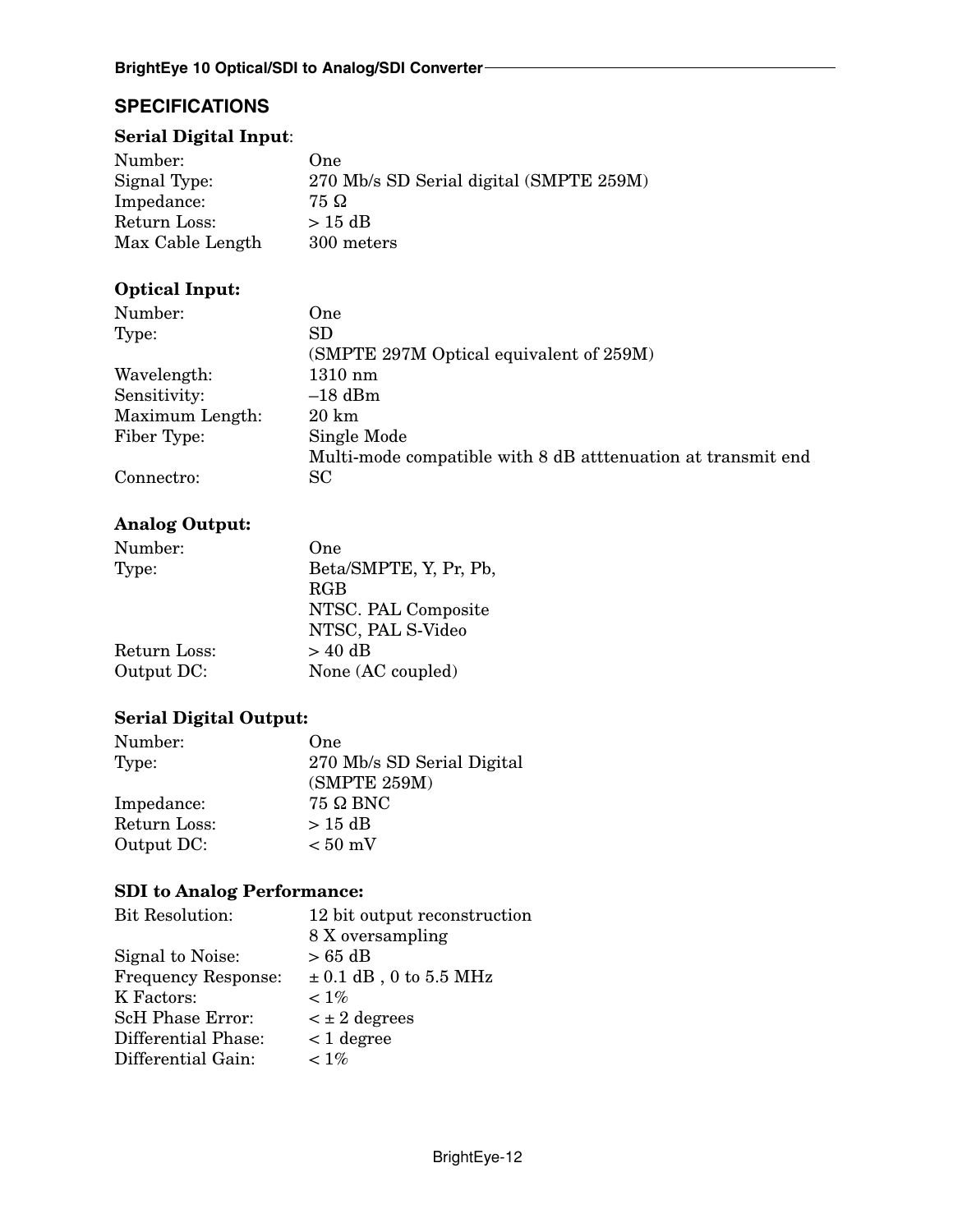## SPECIFICATIONS

**Serial Digital Input**:

| | |
|---|---|
| Number: | One |
| Signal Type: | 270 Mb/s SD Serial digital (SMPTE 259M) |
| Impedance: | 75 Ω |
| Return Loss: | > 15 dB |
| Max Cable Length | 300 meters |

**Optical Input:**

| | |
|---|---|
| Number: | One |
| Type: | SD<br>(SMPTE 297M Optical equivalent of 259M) |
| Wavelength: | 1310 nm |
| Sensitivity: | –18 dBm |
| Maximum Length: | 20 km |
| Fiber Type: | Single Mode<br>Multi-mode compatible with 8 dB atttenuation at transmit end |
| Connectro: | SC |

**Analog Output:**

| | |
|---|---|
| Number: | One |
| Type: | Beta/SMPTE, Y, Pr, Pb,<br>RGB<br>NTSC. PAL Composite<br>NTSC, PAL S-Video |
| Return Loss: | > 40 dB |
| Output DC: | None (AC coupled) |

**Serial Digital Output:**

| | |
|---|---|
| Number: | One |
| Type: | 270 Mb/s SD Serial Digital<br>(SMPTE 259M) |
| Impedance: | 75 Ω BNC |
| Return Loss: | > 15 dB |
| Output DC: | < 50 mV |

**SDI to Analog Performance:**

| | |
|---|---|
| Bit Resolution: | 12 bit output reconstruction<br>8 X oversampling |
| Signal to Noise: | > 65 dB |
| Frequency Response: | ± 0.1 dB , 0 to 5.5 MHz |
| K Factors: | < 1% |
| ScH Phase Error: | < ± 2 degrees |
| Differential Phase: | < 1 degree |
| Differential Gain: | < 1% |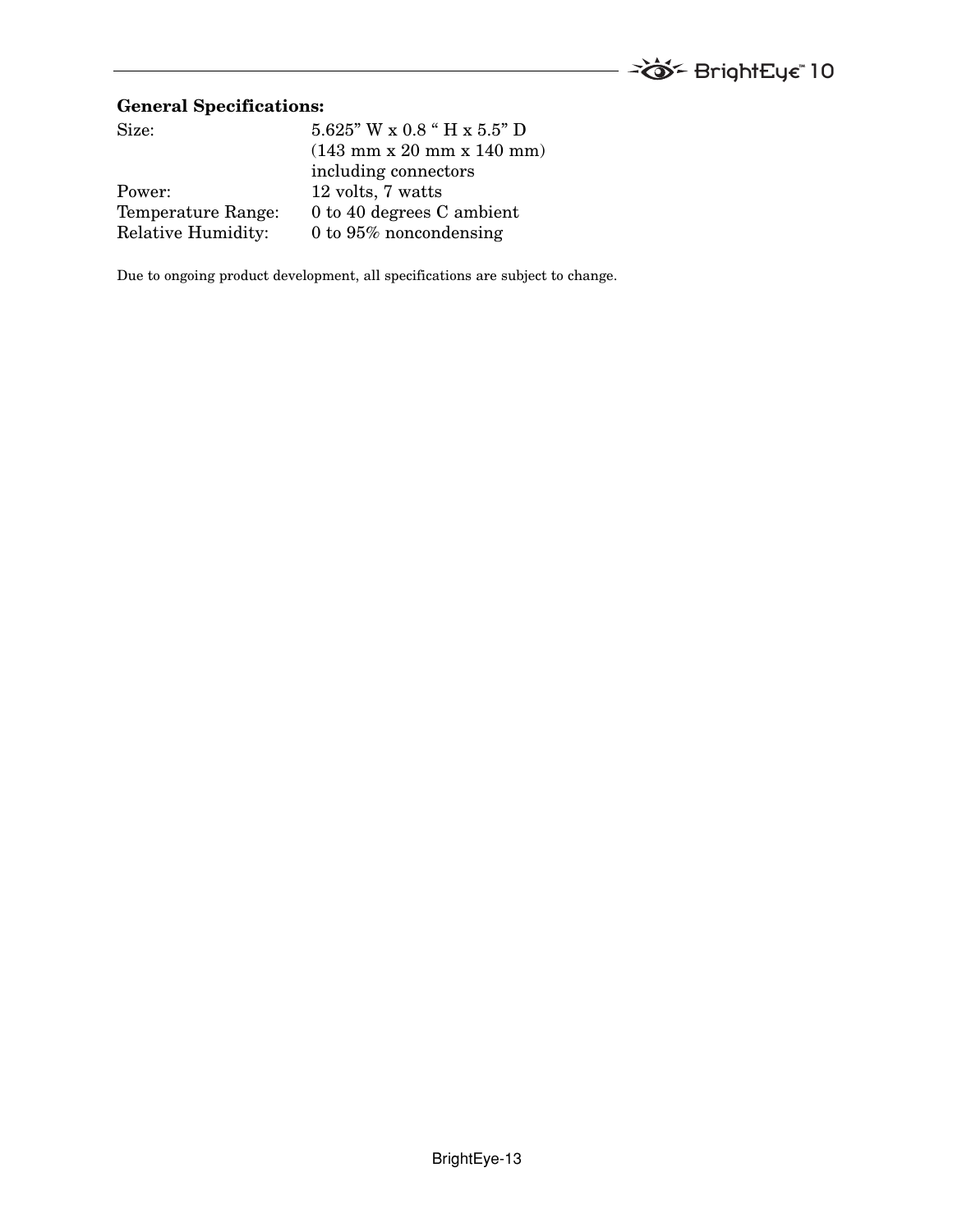**General Specifications:**

| | |
|---|---|
| Size: | 5.625" W x 0.8 " H x 5.5" D (143 mm x 20 mm x 140 mm) including connectors |
| Power: | 12 volts, 7 watts |
| Temperature Range: | 0 to 40 degrees C ambient |
| Relative Humidity: | 0 to 95% noncondensing |

Due to ongoing product development, all specifications are subject to change.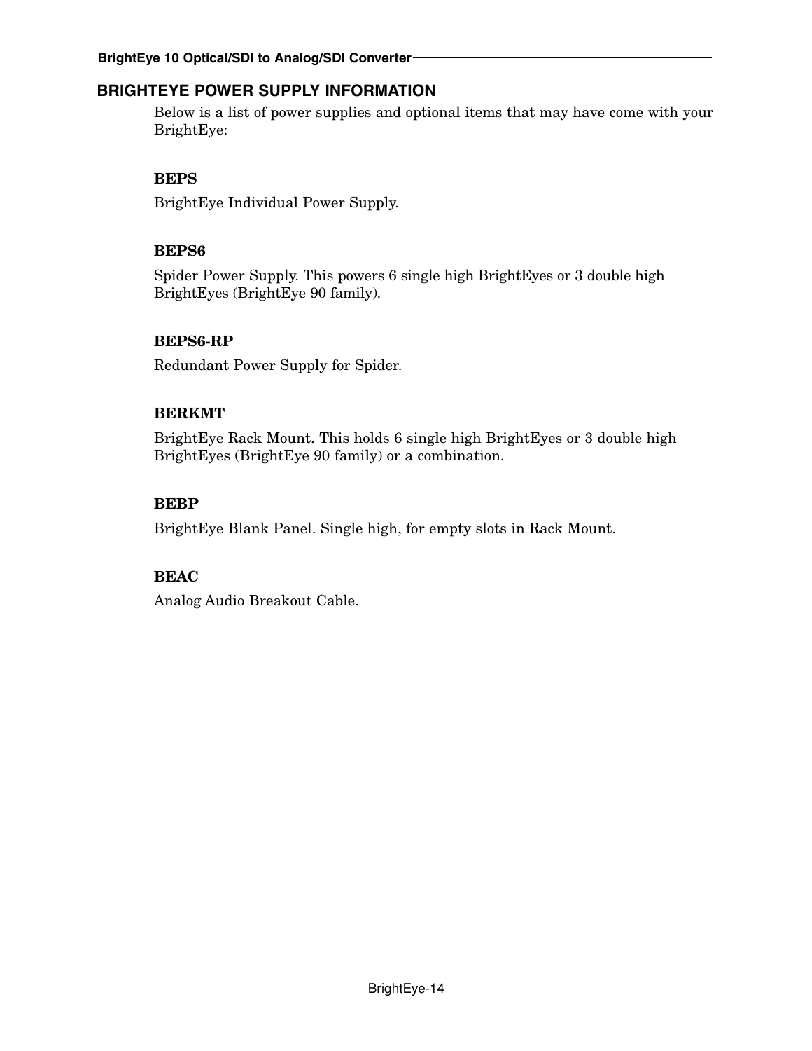## BRIGHTEYE POWER SUPPLY INFORMATION

Below is a list of power supplies and optional items that may have come with your BrightEye:

**BEPS**

BrightEye Individual Power Supply.

**BEPS6**

Spider Power Supply. This powers 6 single high BrightEyes or 3 double high BrightEyes (BrightEye 90 family).

**BEPS6-RP**

Redundant Power Supply for Spider.

**BERKMT**

BrightEye Rack Mount. This holds 6 single high BrightEyes or 3 double high BrightEyes (BrightEye 90 family) or a combination.

**BEBP**

BrightEye Blank Panel. Single high, for empty slots in Rack Mount.

**BEAC**

Analog Audio Breakout Cable.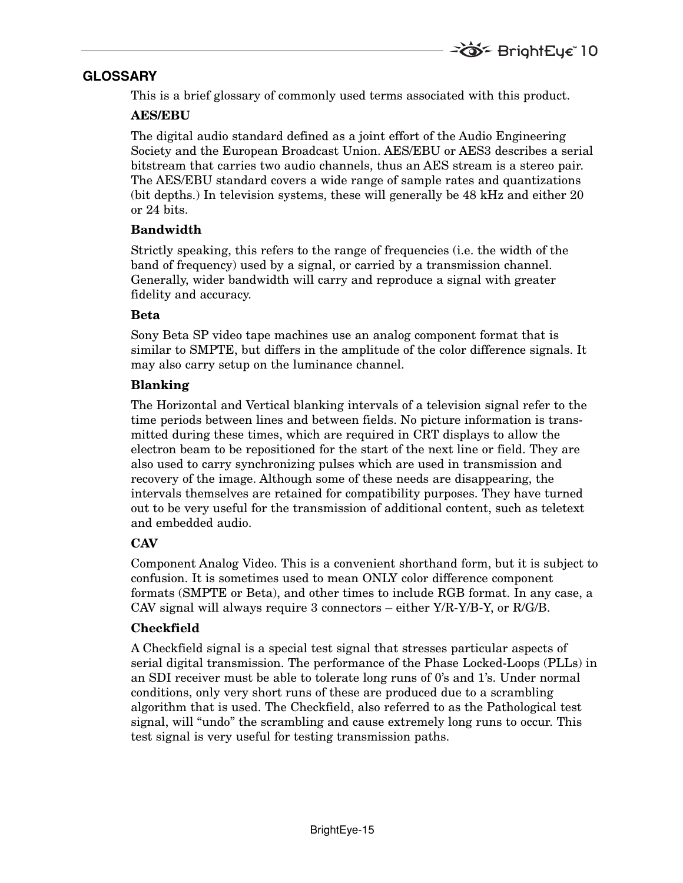## GLOSSARY

This is a brief glossary of commonly used terms associated with this product.

### AES/EBU

The digital audio standard defined as a joint effort of the Audio Engineering Society and the European Broadcast Union. AES/EBU or AES3 describes a serial bitstream that carries two audio channels, thus an AES stream is a stereo pair. The AES/EBU standard covers a wide range of sample rates and quantizations (bit depths.) In television systems, these will generally be 48 kHz and either 20 or 24 bits.

### Bandwidth

Strictly speaking, this refers to the range of frequencies (i.e. the width of the band of frequency) used by a signal, or carried by a transmission channel. Generally, wider bandwidth will carry and reproduce a signal with greater fidelity and accuracy.

### Beta

Sony Beta SP video tape machines use an analog component format that is similar to SMPTE, but differs in the amplitude of the color difference signals. It may also carry setup on the luminance channel.

### Blanking

The Horizontal and Vertical blanking intervals of a television signal refer to the time periods between lines and between fields. No picture information is transmitted during these times, which are required in CRT displays to allow the electron beam to be repositioned for the start of the next line or field. They are also used to carry synchronizing pulses which are used in transmission and recovery of the image. Although some of these needs are disappearing, the intervals themselves are retained for compatibility purposes. They have turned out to be very useful for the transmission of additional content, such as teletext and embedded audio.

### CAV

Component Analog Video. This is a convenient shorthand form, but it is subject to confusion. It is sometimes used to mean ONLY color difference component formats (SMPTE or Beta), and other times to include RGB format. In any case, a CAV signal will always require 3 connectors – either Y/R-Y/B-Y, or R/G/B.

### Checkfield

A Checkfield signal is a special test signal that stresses particular aspects of serial digital transmission. The performance of the Phase Locked-Loops (PLLs) in an SDI receiver must be able to tolerate long runs of 0's and 1's. Under normal conditions, only very short runs of these are produced due to a scrambling algorithm that is used. The Checkfield, also referred to as the Pathological test signal, will "undo" the scrambling and cause extremely long runs to occur. This test signal is very useful for testing transmission paths.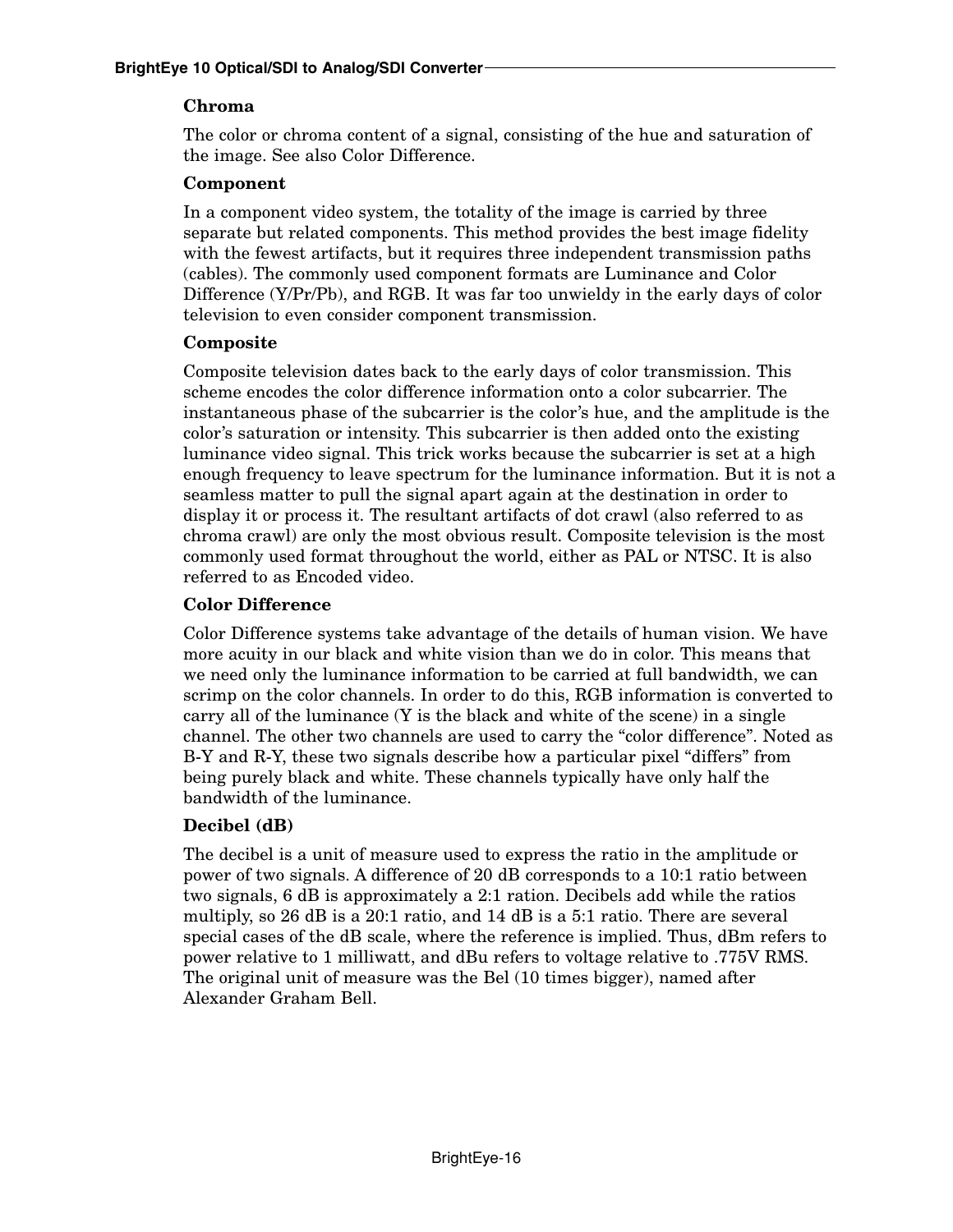### Chroma

The color or chroma content of a signal, consisting of the hue and saturation of the image. See also Color Difference.

### Component

In a component video system, the totality of the image is carried by three separate but related components. This method provides the best image fidelity with the fewest artifacts, but it requires three independent transmission paths (cables). The commonly used component formats are Luminance and Color Difference (Y/Pr/Pb), and RGB. It was far too unwieldy in the early days of color television to even consider component transmission.

### Composite

Composite television dates back to the early days of color transmission. This scheme encodes the color difference information onto a color subcarrier. The instantaneous phase of the subcarrier is the color's hue, and the amplitude is the color's saturation or intensity. This subcarrier is then added onto the existing luminance video signal. This trick works because the subcarrier is set at a high enough frequency to leave spectrum for the luminance information. But it is not a seamless matter to pull the signal apart again at the destination in order to display it or process it. The resultant artifacts of dot crawl (also referred to as chroma crawl) are only the most obvious result. Composite television is the most commonly used format throughout the world, either as PAL or NTSC. It is also referred to as Encoded video.

### Color Difference

Color Difference systems take advantage of the details of human vision. We have more acuity in our black and white vision than we do in color. This means that we need only the luminance information to be carried at full bandwidth, we can scrimp on the color channels. In order to do this, RGB information is converted to carry all of the luminance (Y is the black and white of the scene) in a single channel. The other two channels are used to carry the "color difference". Noted as B-Y and R-Y, these two signals describe how a particular pixel "differs" from being purely black and white. These channels typically have only half the bandwidth of the luminance.

### Decibel (dB)

The decibel is a unit of measure used to express the ratio in the amplitude or power of two signals. A difference of 20 dB corresponds to a 10:1 ratio between two signals, 6 dB is approximately a 2:1 ration. Decibels add while the ratios multiply, so 26 dB is a 20:1 ratio, and 14 dB is a 5:1 ratio. There are several special cases of the dB scale, where the reference is implied. Thus, dBm refers to power relative to 1 milliwatt, and dBu refers to voltage relative to .775V RMS. The original unit of measure was the Bel (10 times bigger), named after Alexander Graham Bell.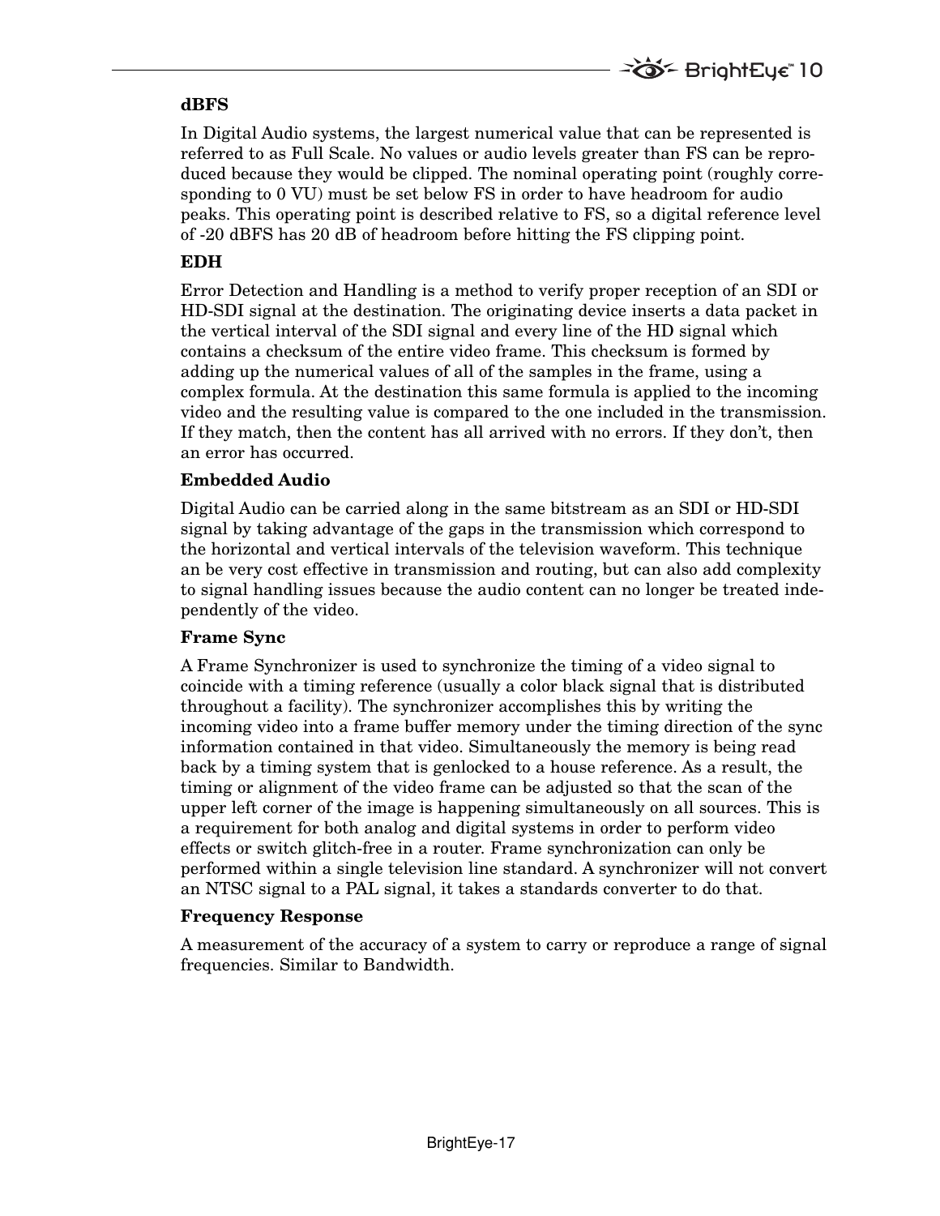### dBFS

In Digital Audio systems, the largest numerical value that can be represented is referred to as Full Scale. No values or audio levels greater than FS can be reproduced because they would be clipped. The nominal operating point (roughly corresponding to 0 VU) must be set below FS in order to have headroom for audio peaks. This operating point is described relative to FS, so a digital reference level of -20 dBFS has 20 dB of headroom before hitting the FS clipping point.

### EDH

Error Detection and Handling is a method to verify proper reception of an SDI or HD-SDI signal at the destination. The originating device inserts a data packet in the vertical interval of the SDI signal and every line of the HD signal which contains a checksum of the entire video frame. This checksum is formed by adding up the numerical values of all of the samples in the frame, using a complex formula. At the destination this same formula is applied to the incoming video and the resulting value is compared to the one included in the transmission. If they match, then the content has all arrived with no errors. If they don't, then an error has occurred.

### Embedded Audio

Digital Audio can be carried along in the same bitstream as an SDI or HD-SDI signal by taking advantage of the gaps in the transmission which correspond to the horizontal and vertical intervals of the television waveform. This technique an be very cost effective in transmission and routing, but can also add complexity to signal handling issues because the audio content can no longer be treated independently of the video.

### Frame Sync

A Frame Synchronizer is used to synchronize the timing of a video signal to coincide with a timing reference (usually a color black signal that is distributed throughout a facility). The synchronizer accomplishes this by writing the incoming video into a frame buffer memory under the timing direction of the sync information contained in that video. Simultaneously the memory is being read back by a timing system that is genlocked to a house reference. As a result, the timing or alignment of the video frame can be adjusted so that the scan of the upper left corner of the image is happening simultaneously on all sources. This is a requirement for both analog and digital systems in order to perform video effects or switch glitch-free in a router. Frame synchronization can only be performed within a single television line standard. A synchronizer will not convert an NTSC signal to a PAL signal, it takes a standards converter to do that.

### Frequency Response

A measurement of the accuracy of a system to carry or reproduce a range of signal frequencies. Similar to Bandwidth.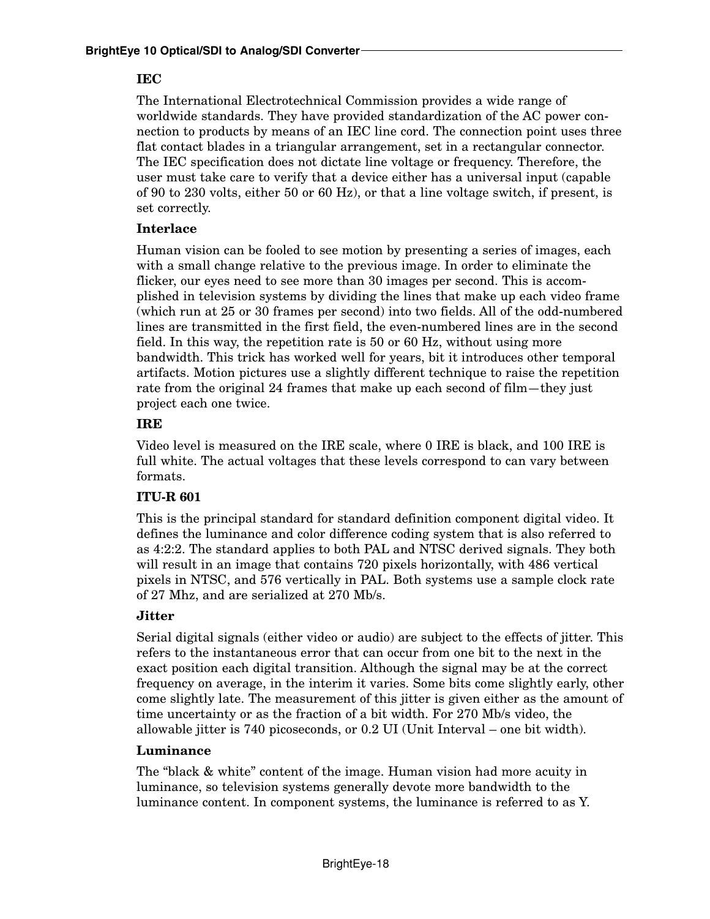### IEC

The International Electrotechnical Commission provides a wide range of worldwide standards. They have provided standardization of the AC power connection to products by means of an IEC line cord. The connection point uses three flat contact blades in a triangular arrangement, set in a rectangular connector. The IEC specification does not dictate line voltage or frequency. Therefore, the user must take care to verify that a device either has a universal input (capable of 90 to 230 volts, either 50 or 60 Hz), or that a line voltage switch, if present, is set correctly.

### Interlace

Human vision can be fooled to see motion by presenting a series of images, each with a small change relative to the previous image. In order to eliminate the flicker, our eyes need to see more than 30 images per second. This is accomplished in television systems by dividing the lines that make up each video frame (which run at 25 or 30 frames per second) into two fields. All of the odd-numbered lines are transmitted in the first field, the even-numbered lines are in the second field. In this way, the repetition rate is 50 or 60 Hz, without using more bandwidth. This trick has worked well for years, bit it introduces other temporal artifacts. Motion pictures use a slightly different technique to raise the repetition rate from the original 24 frames that make up each second of film—they just project each one twice.

### IRE

Video level is measured on the IRE scale, where 0 IRE is black, and 100 IRE is full white. The actual voltages that these levels correspond to can vary between formats.

### ITU-R 601

This is the principal standard for standard definition component digital video. It defines the luminance and color difference coding system that is also referred to as 4:2:2. The standard applies to both PAL and NTSC derived signals. They both will result in an image that contains 720 pixels horizontally, with 486 vertical pixels in NTSC, and 576 vertically in PAL. Both systems use a sample clock rate of 27 Mhz, and are serialized at 270 Mb/s.

### Jitter

Serial digital signals (either video or audio) are subject to the effects of jitter. This refers to the instantaneous error that can occur from one bit to the next in the exact position each digital transition. Although the signal may be at the correct frequency on average, in the interim it varies. Some bits come slightly early, other come slightly late. The measurement of this jitter is given either as the amount of time uncertainty or as the fraction of a bit width. For 270 Mb/s video, the allowable jitter is 740 picoseconds, or 0.2 UI (Unit Interval – one bit width).

### Luminance

The "black & white" content of the image. Human vision had more acuity in luminance, so television systems generally devote more bandwidth to the luminance content. In component systems, the luminance is referred to as Y.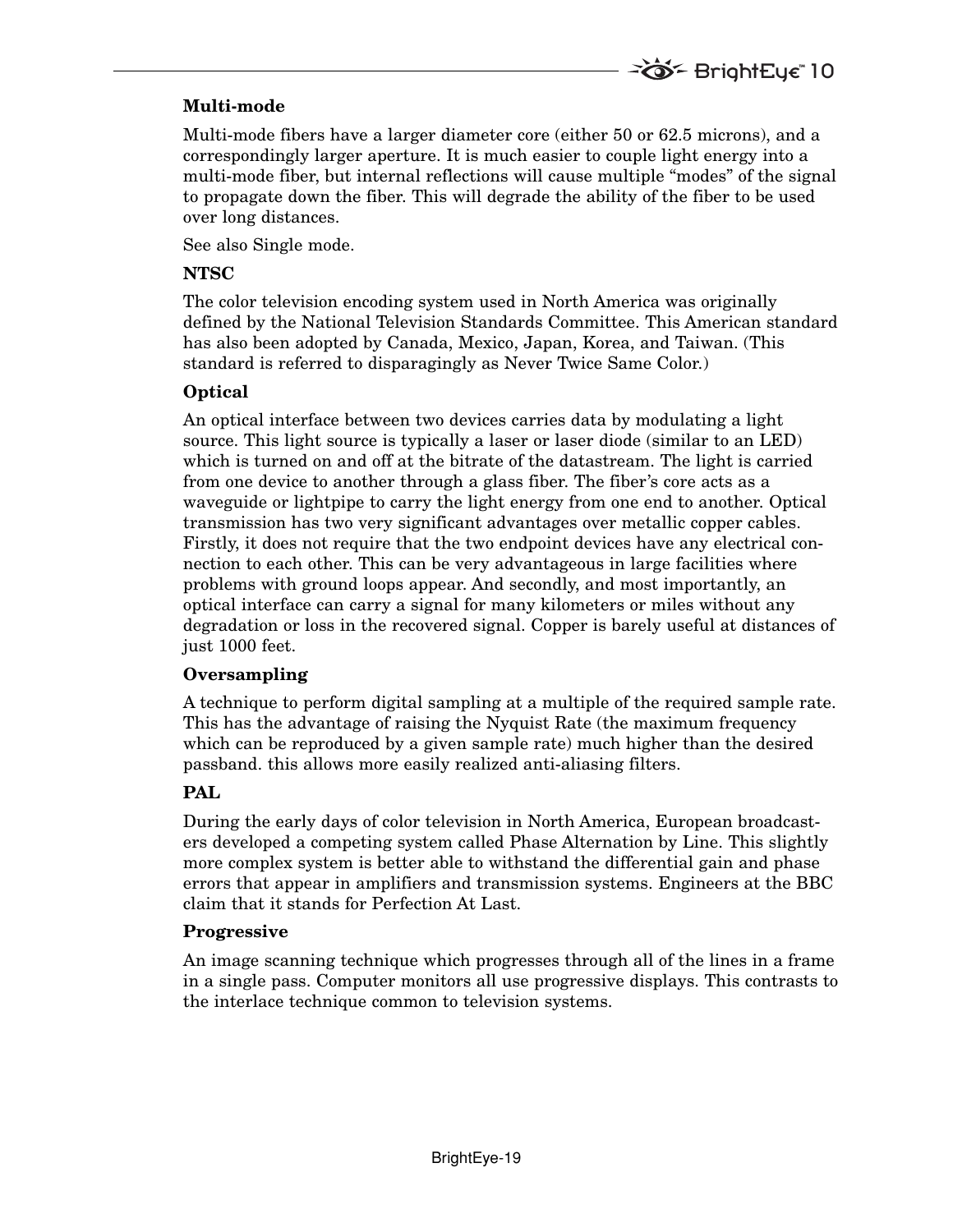### Multi-mode

Multi-mode fibers have a larger diameter core (either 50 or 62.5 microns), and a correspondingly larger aperture. It is much easier to couple light energy into a multi-mode fiber, but internal reflections will cause multiple "modes" of the signal to propagate down the fiber. This will degrade the ability of the fiber to be used over long distances.

See also Single mode.

### NTSC

The color television encoding system used in North America was originally defined by the National Television Standards Committee. This American standard has also been adopted by Canada, Mexico, Japan, Korea, and Taiwan. (This standard is referred to disparagingly as Never Twice Same Color.)

### Optical

An optical interface between two devices carries data by modulating a light source. This light source is typically a laser or laser diode (similar to an LED) which is turned on and off at the bitrate of the datastream. The light is carried from one device to another through a glass fiber. The fiber's core acts as a waveguide or lightpipe to carry the light energy from one end to another. Optical transmission has two very significant advantages over metallic copper cables. Firstly, it does not require that the two endpoint devices have any electrical connection to each other. This can be very advantageous in large facilities where problems with ground loops appear. And secondly, and most importantly, an optical interface can carry a signal for many kilometers or miles without any degradation or loss in the recovered signal. Copper is barely useful at distances of just 1000 feet.

### Oversampling

A technique to perform digital sampling at a multiple of the required sample rate. This has the advantage of raising the Nyquist Rate (the maximum frequency which can be reproduced by a given sample rate) much higher than the desired passband. this allows more easily realized anti-aliasing filters.

### PAL

During the early days of color television in North America, European broadcasters developed a competing system called Phase Alternation by Line. This slightly more complex system is better able to withstand the differential gain and phase errors that appear in amplifiers and transmission systems. Engineers at the BBC claim that it stands for Perfection At Last.

### Progressive

An image scanning technique which progresses through all of the lines in a frame in a single pass. Computer monitors all use progressive displays. This contrasts to the interlace technique common to television systems.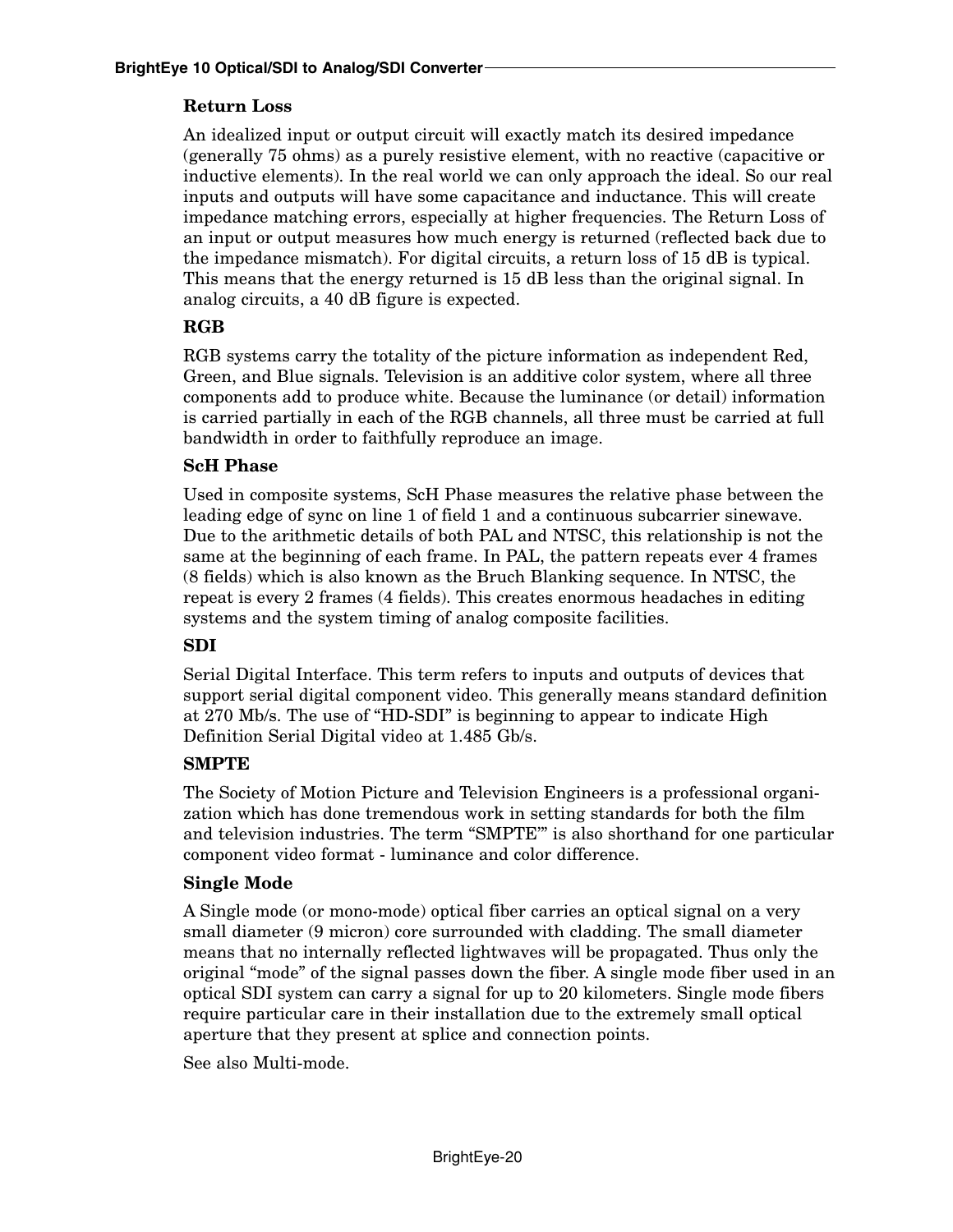### Return Loss

An idealized input or output circuit will exactly match its desired impedance (generally 75 ohms) as a purely resistive element, with no reactive (capacitive or inductive elements). In the real world we can only approach the ideal. So our real inputs and outputs will have some capacitance and inductance. This will create impedance matching errors, especially at higher frequencies. The Return Loss of an input or output measures how much energy is returned (reflected back due to the impedance mismatch). For digital circuits, a return loss of 15 dB is typical. This means that the energy returned is 15 dB less than the original signal. In analog circuits, a 40 dB figure is expected.

### RGB

RGB systems carry the totality of the picture information as independent Red, Green, and Blue signals. Television is an additive color system, where all three components add to produce white. Because the luminance (or detail) information is carried partially in each of the RGB channels, all three must be carried at full bandwidth in order to faithfully reproduce an image.

### ScH Phase

Used in composite systems, ScH Phase measures the relative phase between the leading edge of sync on line 1 of field 1 and a continuous subcarrier sinewave. Due to the arithmetic details of both PAL and NTSC, this relationship is not the same at the beginning of each frame. In PAL, the pattern repeats ever 4 frames (8 fields) which is also known as the Bruch Blanking sequence. In NTSC, the repeat is every 2 frames (4 fields). This creates enormous headaches in editing systems and the system timing of analog composite facilities.

### SDI

Serial Digital Interface. This term refers to inputs and outputs of devices that support serial digital component video. This generally means standard definition at 270 Mb/s. The use of “HD-SDI” is beginning to appear to indicate High Definition Serial Digital video at 1.485 Gb/s.

### SMPTE

The Society of Motion Picture and Television Engineers is a professional organization which has done tremendous work in setting standards for both the film and television industries. The term “SMPTE’” is also shorthand for one particular component video format - luminance and color difference.

### Single Mode

A Single mode (or mono-mode) optical fiber carries an optical signal on a very small diameter (9 micron) core surrounded with cladding. The small diameter means that no internally reflected lightwaves will be propagated. Thus only the original “mode” of the signal passes down the fiber. A single mode fiber used in an optical SDI system can carry a signal for up to 20 kilometers. Single mode fibers require particular care in their installation due to the extremely small optical aperture that they present at splice and connection points.

See also Multi-mode.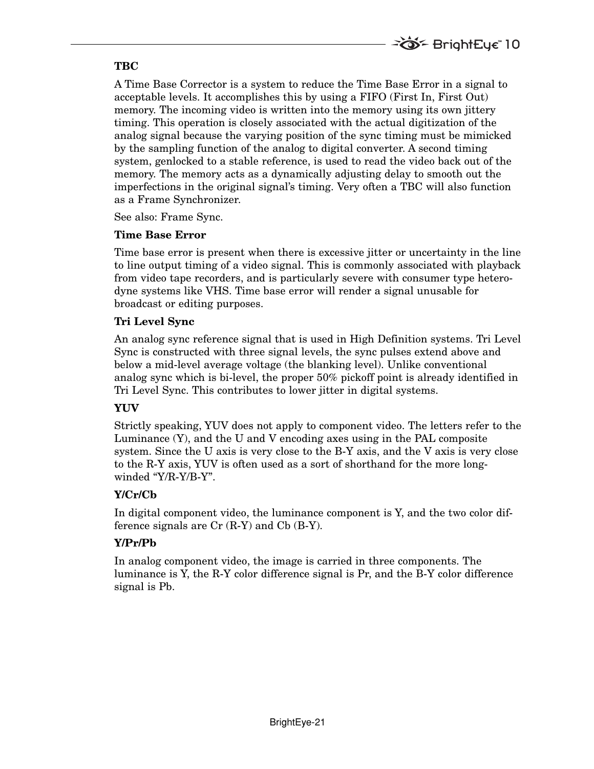**TBC**

A Time Base Corrector is a system to reduce the Time Base Error in a signal to acceptable levels. It accomplishes this by using a FIFO (First In, First Out) memory. The incoming video is written into the memory using its own jittery timing. This operation is closely associated with the actual digitization of the analog signal because the varying position of the sync timing must be mimicked by the sampling function of the analog to digital converter. A second timing system, genlocked to a stable reference, is used to read the video back out of the memory. The memory acts as a dynamically adjusting delay to smooth out the imperfections in the original signal's timing. Very often a TBC will also function as a Frame Synchronizer.

See also: Frame Sync.

**Time Base Error**

Time base error is present when there is excessive jitter or uncertainty in the line to line output timing of a video signal. This is commonly associated with playback from video tape recorders, and is particularly severe with consumer type heterodyne systems like VHS. Time base error will render a signal unusable for broadcast or editing purposes.

**Tri Level Sync**

An analog sync reference signal that is used in High Definition systems. Tri Level Sync is constructed with three signal levels, the sync pulses extend above and below a mid-level average voltage (the blanking level). Unlike conventional analog sync which is bi-level, the proper 50% pickoff point is already identified in Tri Level Sync. This contributes to lower jitter in digital systems.

**YUV**

Strictly speaking, YUV does not apply to component video. The letters refer to the Luminance (Y), and the U and V encoding axes using in the PAL composite system. Since the U axis is very close to the B-Y axis, and the V axis is very close to the R-Y axis, YUV is often used as a sort of shorthand for the more long-winded "Y/R-Y/B-Y".

**Y/Cr/Cb**

In digital component video, the luminance component is Y, and the two color difference signals are Cr (R-Y) and Cb (B-Y).

**Y/Pr/Pb**

In analog component video, the image is carried in three components. The luminance is Y, the R-Y color difference signal is Pr, and the B-Y color difference signal is Pb.